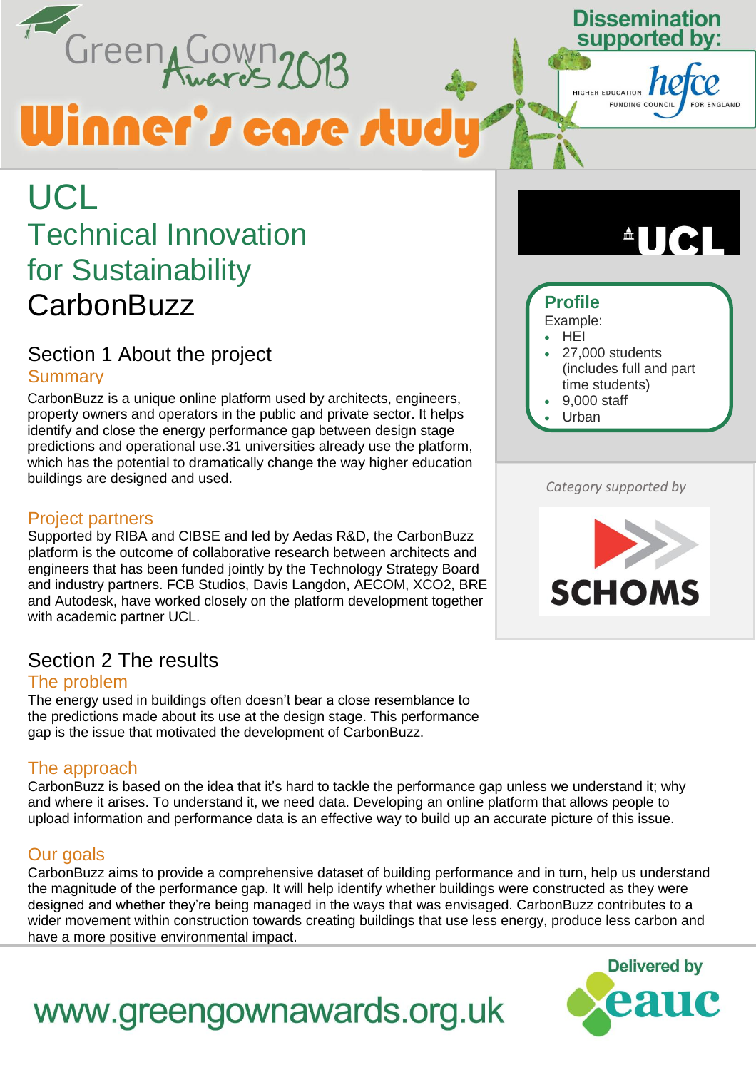Green Gown Awards 2013

# Winner's case study

Dissemination supported by: HIGHER EDUCATION FUNDING COUNCIL FOR ENGLAND (hefce)

# UCL
## Technical Innovation for Sustainability
## CarbonBuzz

UCL

### Profile

Example:

- HEI
- 27,000 students (includes full and part time students)
- 9,000 staff
- Urban

*Category supported by*

SCHOMS

## Section 1 About the project

### Summary

CarbonBuzz is a unique online platform used by architects, engineers, property owners and operators in the public and private sector. It helps identify and close the energy performance gap between design stage predictions and operational use.31 universities already use the platform, which has the potential to dramatically change the way higher education buildings are designed and used.

### Project partners

Supported by RIBA and CIBSE and led by Aedas R&D, the CarbonBuzz platform is the outcome of collaborative research between architects and engineers that has been funded jointly by the Technology Strategy Board and industry partners. FCB Studios, Davis Langdon, AECOM, XCO2, BRE and Autodesk, have worked closely on the platform development together with academic partner UCL.

## Section 2 The results

### The problem

The energy used in buildings often doesn't bear a close resemblance to the predictions made about its use at the design stage. This performance gap is the issue that motivated the development of CarbonBuzz.

### The approach

CarbonBuzz is based on the idea that it's hard to tackle the performance gap unless we understand it; why and where it arises. To understand it, we need data. Developing an online platform that allows people to upload information and performance data is an effective way to build up an accurate picture of this issue.

### Our goals

CarbonBuzz aims to provide a comprehensive dataset of building performance and in turn, help us understand the magnitude of the performance gap. It will help identify whether buildings were constructed as they were designed and whether they're being managed in the ways that was envisaged. CarbonBuzz contributes to a wider movement within construction towards creating buildings that use less energy, produce less carbon and have a more positive environmental impact.

www.greengownawards.org.uk

Delivered by eauc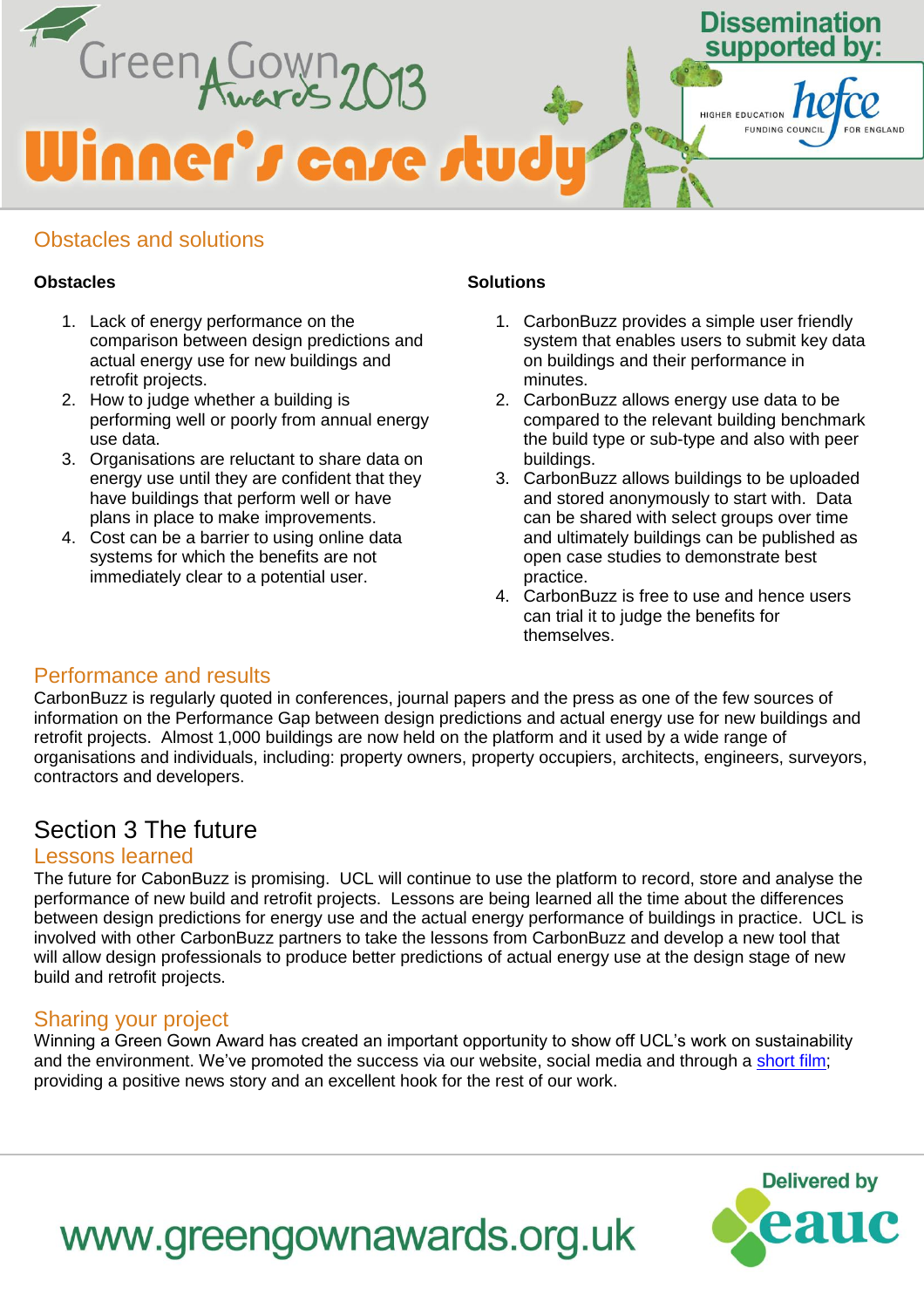## Obstacles and solutions

**Obstacles**

1. Lack of energy performance on the comparison between design predictions and actual energy use for new buildings and retrofit projects.
2. How to judge whether a building is performing well or poorly from annual energy use data.
3. Organisations are reluctant to share data on energy use until they are confident that they have buildings that perform well or have plans in place to make improvements.
4. Cost can be a barrier to using online data systems for which the benefits are not immediately clear to a potential user.

**Solutions**

1. CarbonBuzz provides a simple user friendly system that enables users to submit key data on buildings and their performance in minutes.
2. CarbonBuzz allows energy use data to be compared to the relevant building benchmark the build type or sub-type and also with peer buildings.
3. CarbonBuzz allows buildings to be uploaded and stored anonymously to start with. Data can be shared with select groups over time and ultimately buildings can be published as open case studies to demonstrate best practice.
4. CarbonBuzz is free to use and hence users can trial it to judge the benefits for themselves.

## Performance and results

CarbonBuzz is regularly quoted in conferences, journal papers and the press as one of the few sources of information on the Performance Gap between design predictions and actual energy use for new buildings and retrofit projects. Almost 1,000 buildings are now held on the platform and it used by a wide range of organisations and individuals, including: property owners, property occupiers, architects, engineers, surveyors, contractors and developers.

# Section 3 The future

## Lessons learned

The future for CabonBuzz is promising. UCL will continue to use the platform to record, store and analyse the performance of new build and retrofit projects. Lessons are being learned all the time about the differences between design predictions for energy use and the actual energy performance of buildings in practice. UCL is involved with other CarbonBuzz partners to take the lessons from CarbonBuzz and develop a new tool that will allow design professionals to produce better predictions of actual energy use at the design stage of new build and retrofit projects.

## Sharing your project

Winning a Green Gown Award has created an important opportunity to show off UCL's work on sustainability and the environment. We've promoted the success via our website, social media and through a short film; providing a positive news story and an excellent hook for the rest of our work.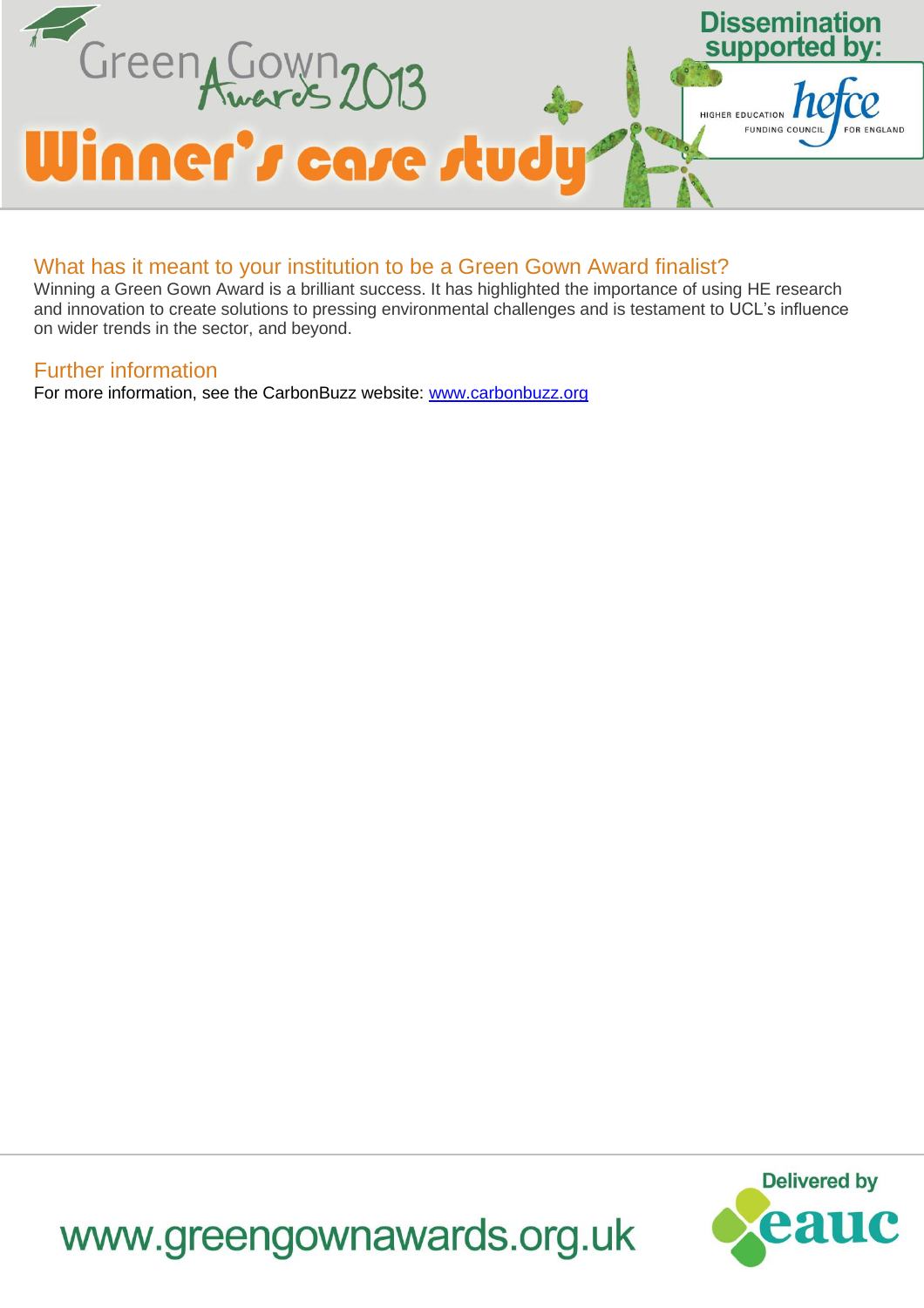## What has it meant to your institution to be a Green Gown Award finalist?

Winning a Green Gown Award is a brilliant success. It has highlighted the importance of using HE research and innovation to create solutions to pressing environmental challenges and is testament to UCL's influence on wider trends in the sector, and beyond.

## Further information

For more information, see the CarbonBuzz website: [www.carbonbuzz.org](http://www.carbonbuzz.org)